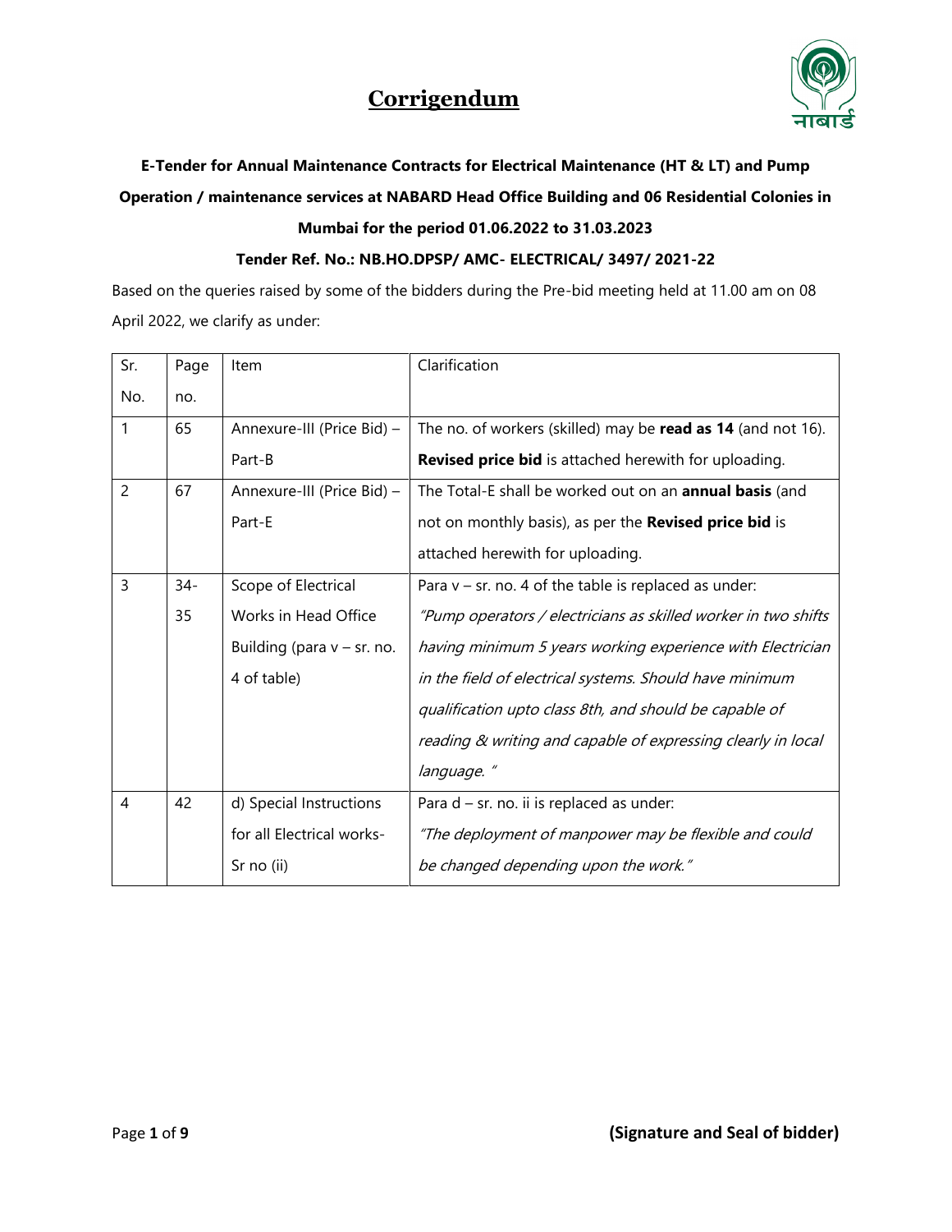# Corrigendum

**E-Tender for Annual Maintenance Contracts for Electrical Maintenance (HT & LT) and Pump Operation / maintenance services at NABARD Head Office Building and 06 Residential Colonies in Mumbai for the period 01.06.2022 to 31.03.2023**

**Tender Ref. No.: NB.HO.DPSP/ AMC- ELECTRICAL/ 3497/ 2021-22**

Based on the queries raised by some of the bidders during the Pre-bid meeting held at 11.00 am on 08 April 2022, we clarify as under:

| Sr. No. | Page no. | Item | Clarification |
|---|---|---|---|
| 1 | 65 | Annexure-III (Price Bid) – Part-B | The no. of workers (skilled) may be **read as 14** (and not 16). **Revised price bid** is attached herewith for uploading. |
| 2 | 67 | Annexure-III (Price Bid) – Part-E | The Total-E shall be worked out on an **annual basis** (and not on monthly basis), as per the **Revised price bid** is attached herewith for uploading. |
| 3 | 34-35 | Scope of Electrical Works in Head Office Building (para v – sr. no. 4 of table) | Para v – sr. no. 4 of the table is replaced as under: *"Pump operators / electricians as skilled worker in two shifts having minimum 5 years working experience with Electrician in the field of electrical systems. Should have minimum qualification upto class 8th, and should be capable of reading & writing and capable of expressing clearly in local language. "* |
| 4 | 42 | d) Special Instructions for all Electrical works- Sr no (ii) | Para d – sr. no. ii is replaced as under: *"The deployment of manpower may be flexible and could be changed depending upon the work."* |

**(Signature and Seal of bidder)**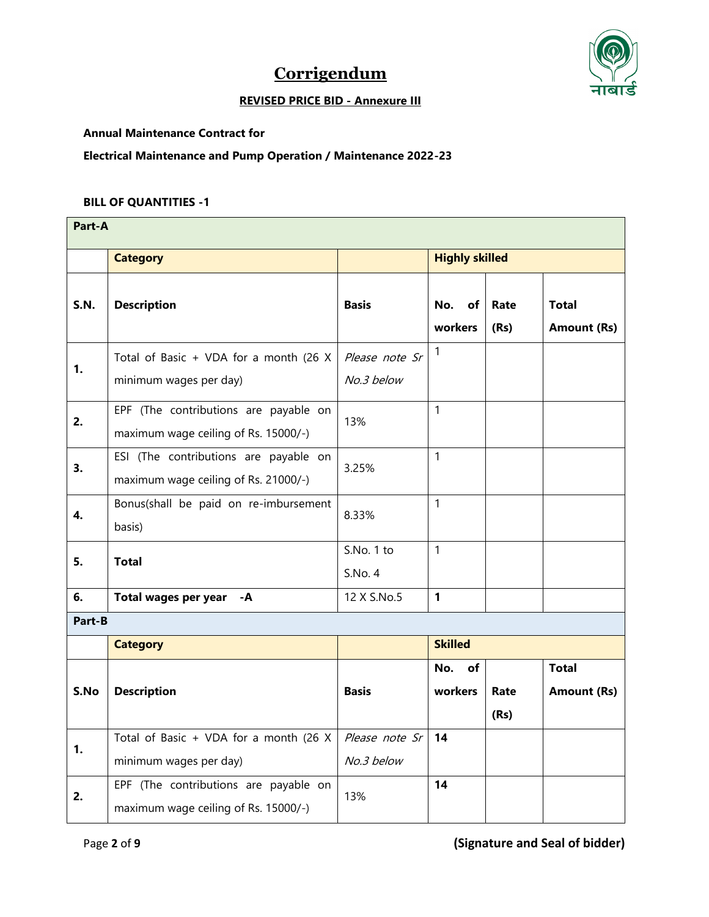# Corrigendum

**REVISED PRICE BID - Annexure III**

**Annual Maintenance Contract for**

**Electrical Maintenance and Pump Operation / Maintenance 2022-23**

**BILL OF QUANTITIES -1**

| **Part-A** | | | | | |
|---|---|---|---|---|---|
| | **Category** | | **Highly skilled** | | |
| **S.N.** | **Description** | **Basis** | **No. of workers** | **Rate (Rs)** | **Total Amount (Rs)** |
| **1.** | Total of Basic + VDA for a month (26 X minimum wages per day) | *Please note Sr No.3 below* | 1 | | |
| **2.** | EPF (The contributions are payable on maximum wage ceiling of Rs. 15000/-) | 13% | 1 | | |
| **3.** | ESI (The contributions are payable on maximum wage ceiling of Rs. 21000/-) | 3.25% | 1 | | |
| **4.** | Bonus(shall be paid on re-imbursement basis) | 8.33% | 1 | | |
| **5.** | **Total** | S.No. 1 to S.No. 4 | 1 | | |
| **6.** | **Total wages per year -A** | 12 X S.No.5 | **1** | | |

| **Part-B** | | | | | |
|---|---|---|---|---|---|
| | **Category** | | **Skilled** | | |
| **S.No** | **Description** | **Basis** | **No. of workers** | **Rate (Rs)** | **Total Amount (Rs)** |
| **1.** | Total of Basic + VDA for a month (26 X minimum wages per day) | *Please note Sr No.3 below* | **14** | | |
| **2.** | EPF (The contributions are payable on maximum wage ceiling of Rs. 15000/-) | 13% | **14** | | |

**(Signature and Seal of bidder)**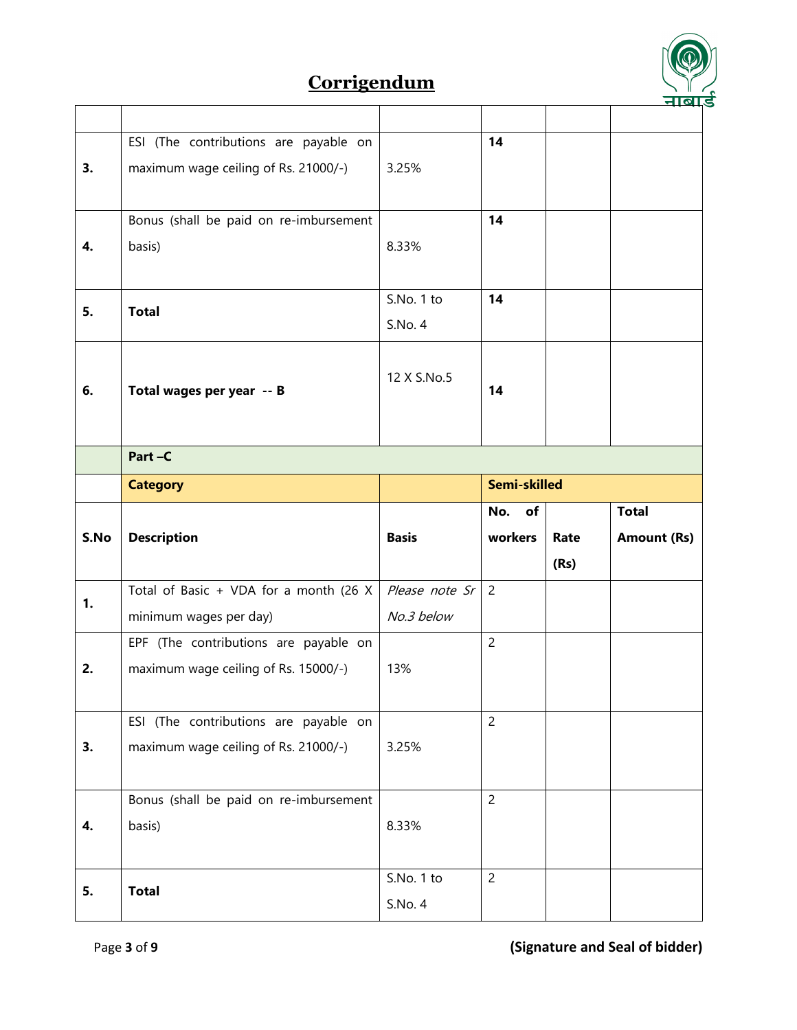# Corrigendum

| | | | | | |
|---|---|---|---|---|---|
| 3. | ESI (The contributions are payable on maximum wage ceiling of Rs. 21000/-) | 3.25% | **14** | | |
| 4. | Bonus (shall be paid on re-imbursement basis) | 8.33% | **14** | | |
| 5. | **Total** | S.No. 1 to S.No. 4 | **14** | | |
| 6. | **Total wages per year -- B** | 12 X S.No.5 | **14** | | |
| | **Part –C** | | | | |
| | **Category** | | **Semi-skilled** | | |
| **S.No** | **Description** | **Basis** | **No. of workers** | **Rate (Rs)** | **Total Amount (Rs)** |
| 1. | Total of Basic + VDA for a month (26 X minimum wages per day) | *Please note Sr No.3 below* | 2 | | |
| 2. | EPF (The contributions are payable on maximum wage ceiling of Rs. 15000/-) | 13% | 2 | | |
| 3. | ESI (The contributions are payable on maximum wage ceiling of Rs. 21000/-) | 3.25% | 2 | | |
| 4. | Bonus (shall be paid on re-imbursement basis) | 8.33% | 2 | | |
| 5. | **Total** | S.No. 1 to S.No. 4 | 2 | | |

**(Signature and Seal of bidder)**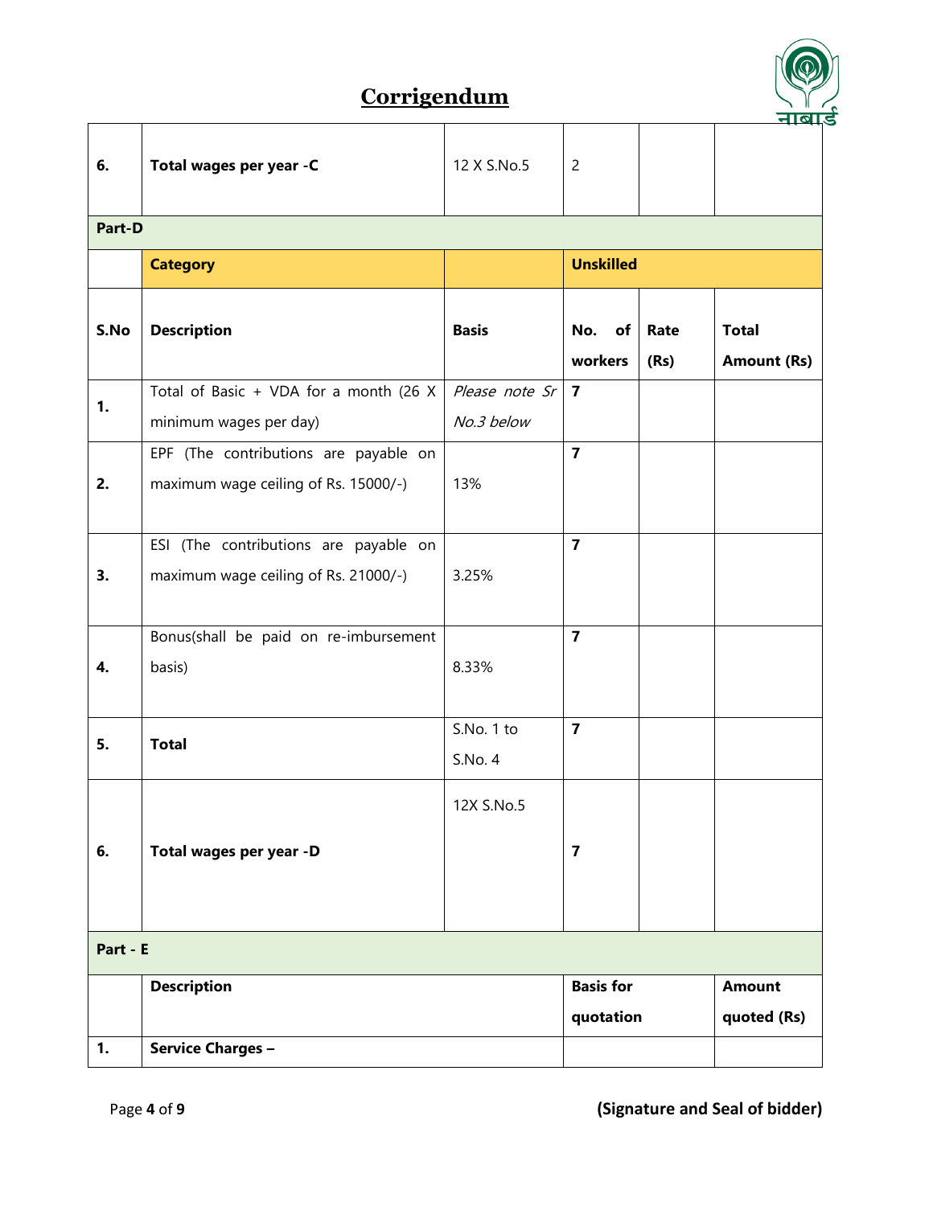## Corrigendum

| | | | | | |
|---|---|---|---|---|---|
| **6.** | **Total wages per year -C** | 12 X S.No.5 | 2 | | |
| **Part-D** | | | | | |
| | **Category** | | **Unskilled** | | |
| **S.No** | **Description** | **Basis** | **No. of workers** | **Rate (Rs)** | **Total Amount (Rs)** |
| **1.** | Total of Basic + VDA for a month (26 X minimum wages per day) | *Please note Sr No.3 below* | **7** | | |
| **2.** | EPF (The contributions are payable on maximum wage ceiling of Rs. 15000/-) | 13% | **7** | | |
| **3.** | ESI (The contributions are payable on maximum wage ceiling of Rs. 21000/-) | 3.25% | **7** | | |
| **4.** | Bonus(shall be paid on re-imbursement basis) | 8.33% | **7** | | |
| **5.** | **Total** | S.No. 1 to S.No. 4 | **7** | | |
| **6.** | **Total wages per year -D** | 12X S.No.5 | **7** | | |
| **Part - E** | | | | | |
| | **Description** | | **Basis for quotation** | | **Amount quoted (Rs)** |
| **1.** | **Service Charges –** | | | | |

**(Signature and Seal of bidder)**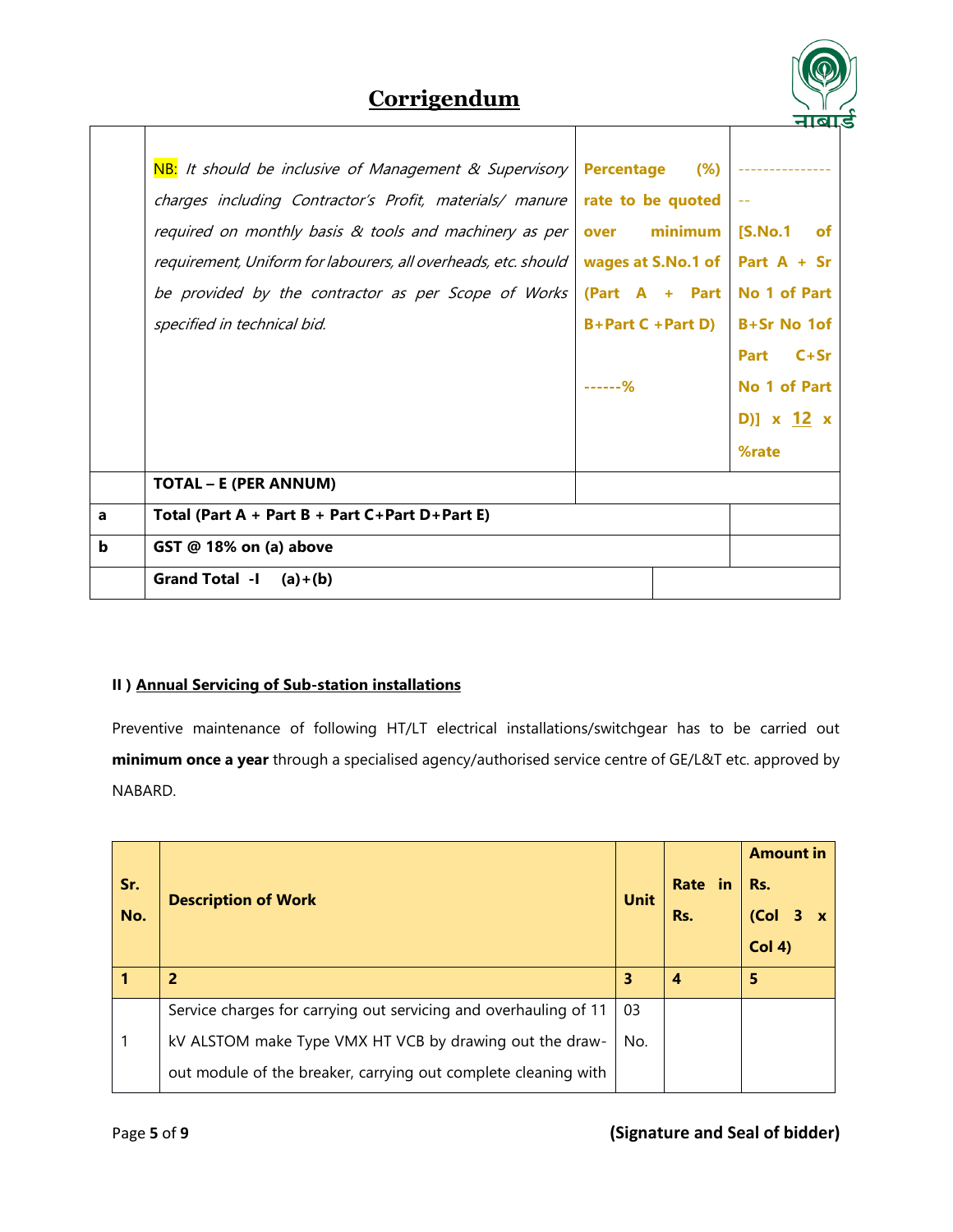## Corrigendum

| | | | |
|---|---|---|---|
| | NB: *It should be inclusive of Management & Supervisory charges including Contractor's Profit, materials/ manure required on monthly basis & tools and machinery as per requirement, Uniform for labourers, all overheads, etc. should be provided by the contractor as per Scope of Works specified in technical bid.* | **Percentage (%) rate to be quoted over minimum wages at S.No.1 of (Part A + Part B+Part C +Part D)** <br><br> **------%** | **---------------- [S.No.1 of Part A + Sr No 1 of Part B+Sr No 1of Part C+Sr No 1 of Part D)] x 12 x %rate** |
| | **TOTAL – E (PER ANNUM)** | | |
| **a** | **Total (Part A + Part B + Part C+Part D+Part E)** | | |
| **b** | **GST @ 18% on (a) above** | | |
| | **Grand Total -I (a)+(b)** | | |

**II ) Annual Servicing of Sub-station installations**

Preventive maintenance of following HT/LT electrical installations/switchgear has to be carried out **minimum once a year** through a specialised agency/authorised service centre of GE/L&T etc. approved by NABARD.

| Sr. No. | Description of Work | Unit | Rate in Rs. | Amount in Rs. (Col 3 x Col 4) |
|---|---|---|---|---|
| **1** | **2** | **3** | **4** | **5** |
| 1 | Service charges for carrying out servicing and overhauling of 11 kV ALSTOM make Type VMX HT VCB by drawing out the draw-out module of the breaker, carrying out complete cleaning with | 03 No. | | |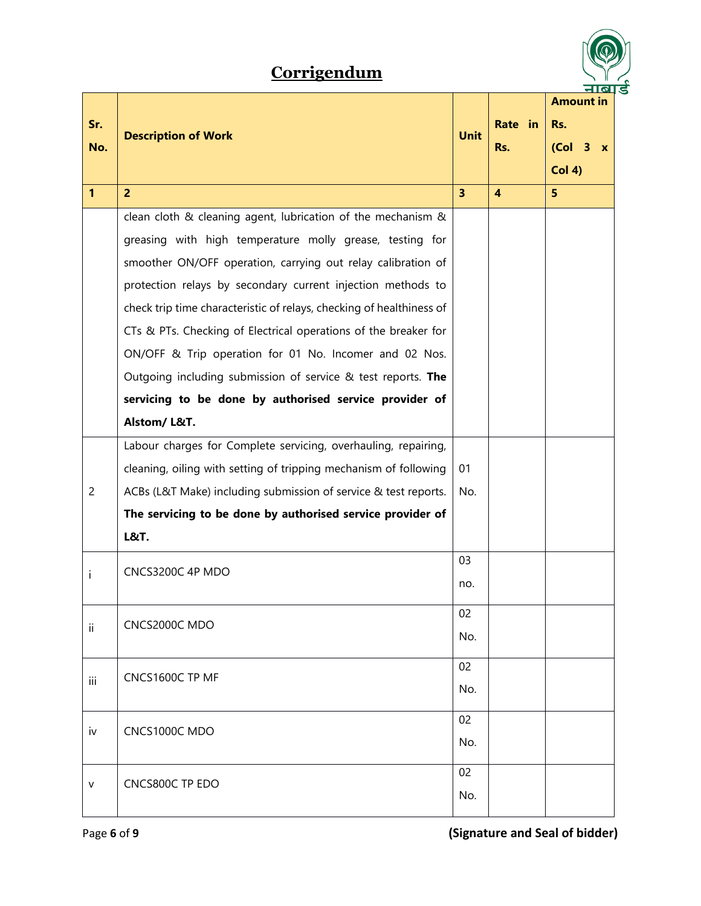## Corrigendum

| Sr. No. | Description of Work | Unit | Rate in Rs. | Amount in Rs. (Col 3 x Col 4) |
|---|---|---|---|---|
| 1 | 2 | 3 | 4 | 5 |
| | clean cloth & cleaning agent, lubrication of the mechanism & greasing with high temperature molly grease, testing for smoother ON/OFF operation, carrying out relay calibration of protection relays by secondary current injection methods to check trip time characteristic of relays, checking of healthiness of CTs & PTs. Checking of Electrical operations of the breaker for ON/OFF & Trip operation for 01 No. Incomer and 02 Nos. Outgoing including submission of service & test reports. **The servicing to be done by authorised service provider of Alstom/ L&T.** | | | |
| 2 | Labour charges for Complete servicing, overhauling, repairing, cleaning, oiling with setting of tripping mechanism of following ACBs (L&T Make) including submission of service & test reports. **The servicing to be done by authorised service provider of L&T.** | 01 No. | | |
| i | CNCS3200C 4P MDO | 03 no. | | |
| ii | CNCS2000C MDO | 02 No. | | |
| iii | CNCS1600C TP MF | 02 No. | | |
| iv | CNCS1000C MDO | 02 No. | | |
| v | CNCS800C TP EDO | 02 No. | | |

**(Signature and Seal of bidder)**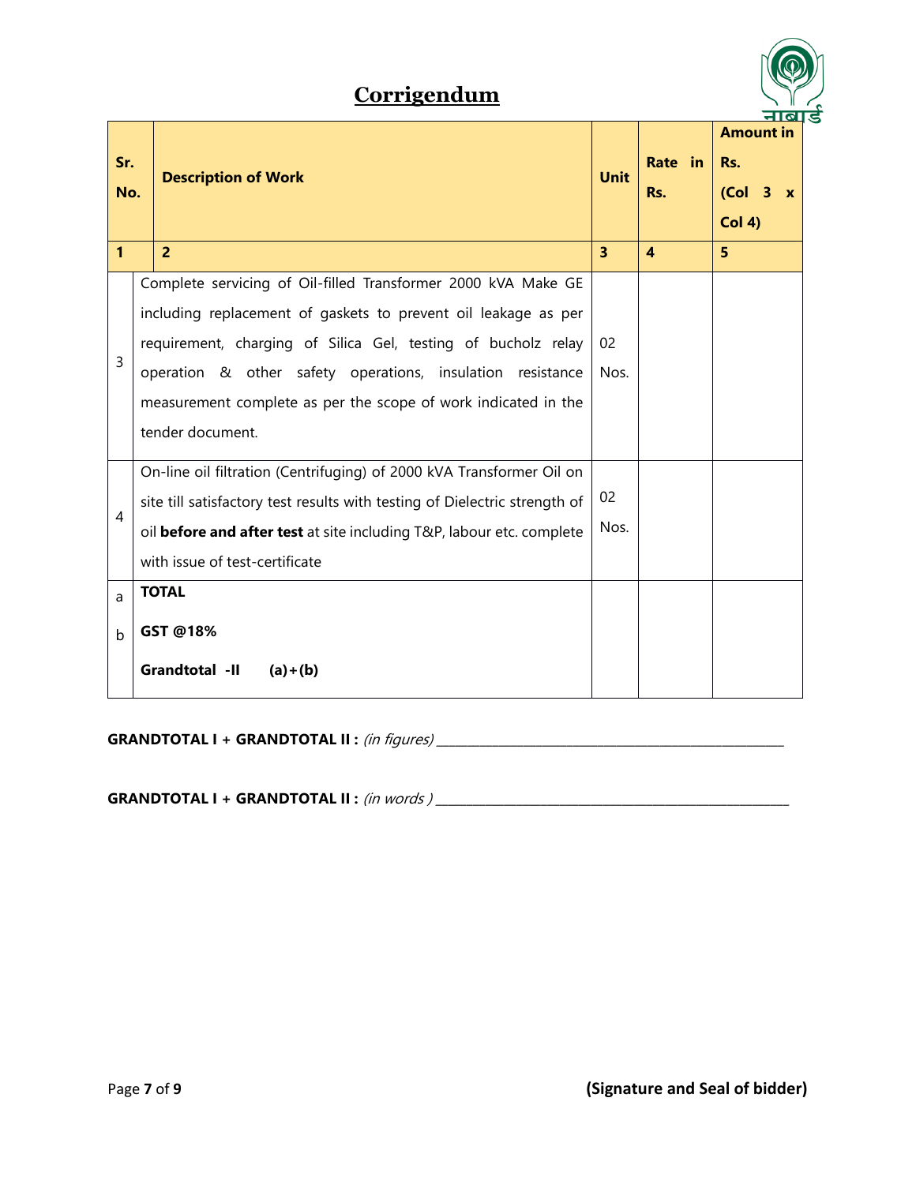# Corrigendum

| Sr. No. | Description of Work | Unit | Rate in Rs. | Amount in Rs. (Col 3 x Col 4) |
|---|---|---|---|---|
| **1** | **2** | **3** | **4** | **5** |
| 3 | Complete servicing of Oil-filled Transformer 2000 kVA Make GE including replacement of gaskets to prevent oil leakage as per requirement, charging of Silica Gel, testing of bucholz relay operation & other safety operations, insulation resistance measurement complete as per the scope of work indicated in the tender document. | 02 Nos. | | |
| 4 | On-line oil filtration (Centrifuging) of 2000 kVA Transformer Oil on site till satisfactory test results with testing of Dielectric strength of oil **before and after test** at site including T&P, labour etc. complete with issue of test-certificate | 02 Nos. | | |
| a | **TOTAL** | | | |
| b | **GST @18%** | | | |
| | **Grandtotal -II (a)+(b)** | | | |

**GRANDTOTAL I + GRANDTOTAL II :** *(in figures)* ____________________________________________

**GRANDTOTAL I + GRANDTOTAL II :** *(in words )* ____________________________________________

**(Signature and Seal of bidder)**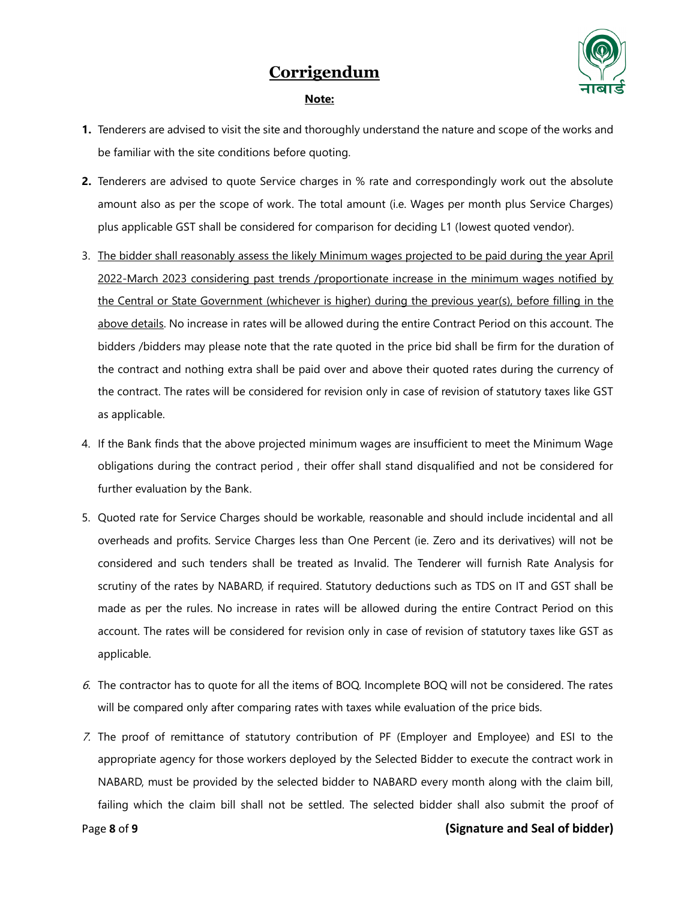# Corrigendum

**Note:**

1. Tenderers are advised to visit the site and thoroughly understand the nature and scope of the works and be familiar with the site conditions before quoting.
2. Tenderers are advised to quote Service charges in % rate and correspondingly work out the absolute amount also as per the scope of work. The total amount (i.e. Wages per month plus Service Charges) plus applicable GST shall be considered for comparison for deciding L1 (lowest quoted vendor).
3. <u>The bidder shall reasonably assess the likely Minimum wages projected to be paid during the year April 2022-March 2023 considering past trends /proportionate increase in the minimum wages notified by the Central or State Government (whichever is higher) during the previous year(s), before filling in the above details</u>. No increase in rates will be allowed during the entire Contract Period on this account. The bidders /bidders may please note that the rate quoted in the price bid shall be firm for the duration of the contract and nothing extra shall be paid over and above their quoted rates during the currency of the contract. The rates will be considered for revision only in case of revision of statutory taxes like GST as applicable.
4. If the Bank finds that the above projected minimum wages are insufficient to meet the Minimum Wage obligations during the contract period , their offer shall stand disqualified and not be considered for further evaluation by the Bank.
5. Quoted rate for Service Charges should be workable, reasonable and should include incidental and all overheads and profits. Service Charges less than One Percent (ie. Zero and its derivatives) will not be considered and such tenders shall be treated as Invalid. The Tenderer will furnish Rate Analysis for scrutiny of the rates by NABARD, if required. Statutory deductions such as TDS on IT and GST shall be made as per the rules. No increase in rates will be allowed during the entire Contract Period on this account. The rates will be considered for revision only in case of revision of statutory taxes like GST as applicable.
6. The contractor has to quote for all the items of BOQ. Incomplete BOQ will not be considered. The rates will be compared only after comparing rates with taxes while evaluation of the price bids.
7. The proof of remittance of statutory contribution of PF (Employer and Employee) and ESI to the appropriate agency for those workers deployed by the Selected Bidder to execute the contract work in NABARD, must be provided by the selected bidder to NABARD every month along with the claim bill, failing which the claim bill shall not be settled. The selected bidder shall also submit the proof of

**(Signature and Seal of bidder)**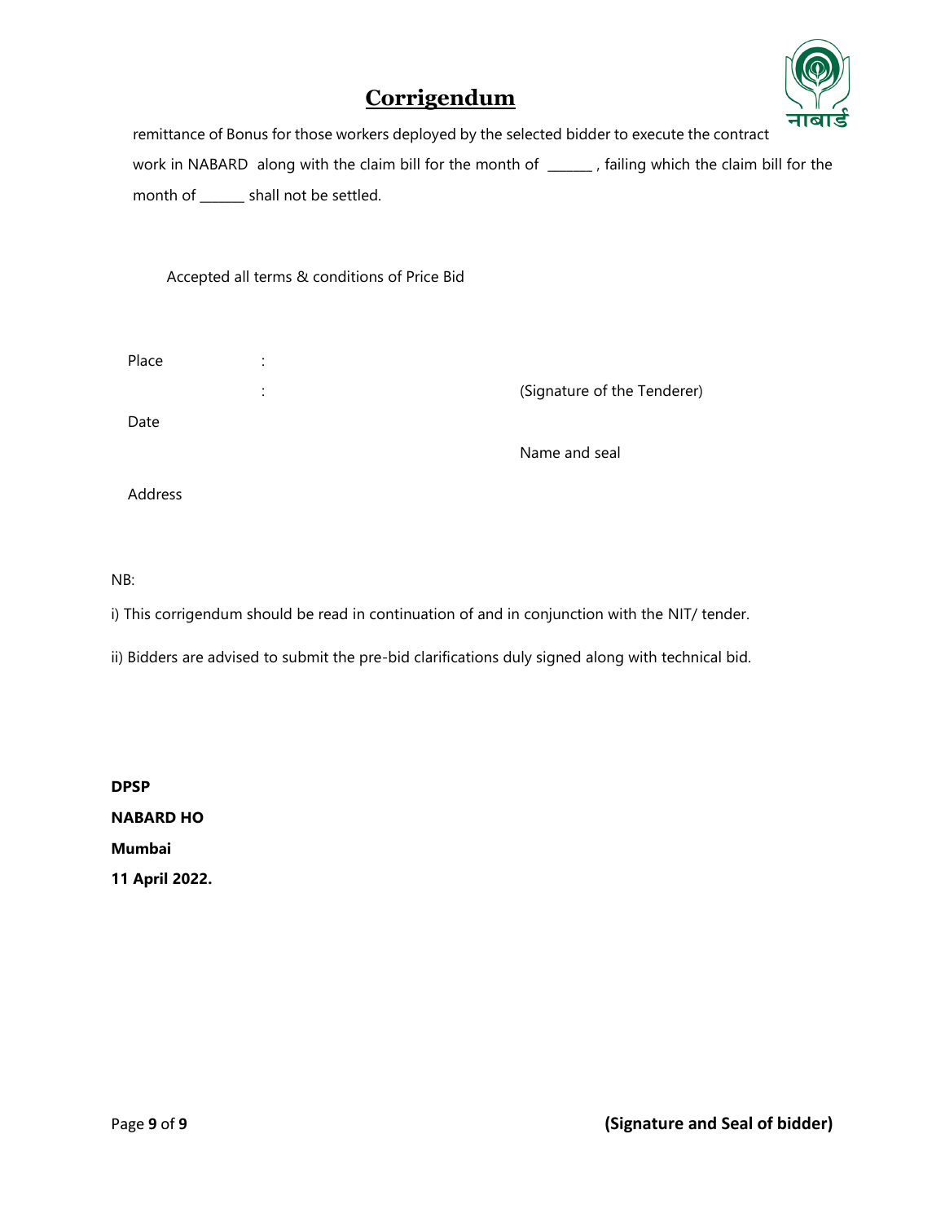# Corrigendum

remittance of Bonus for those workers deployed by the selected bidder to execute the contract work in NABARD along with the claim bill for the month of ______ , failing which the claim bill for the month of ______ shall not be settled.

Accepted all terms & conditions of Price Bid

Place :

: (Signature of the Tenderer)

Date

Name and seal

Address

NB:

i) This corrigendum should be read in continuation of and in conjunction with the NIT/ tender.

ii) Bidders are advised to submit the pre-bid clarifications duly signed along with technical bid.

**DPSP**

**NABARD HO**

**Mumbai**

**11 April 2022.**

**(Signature and Seal of bidder)**